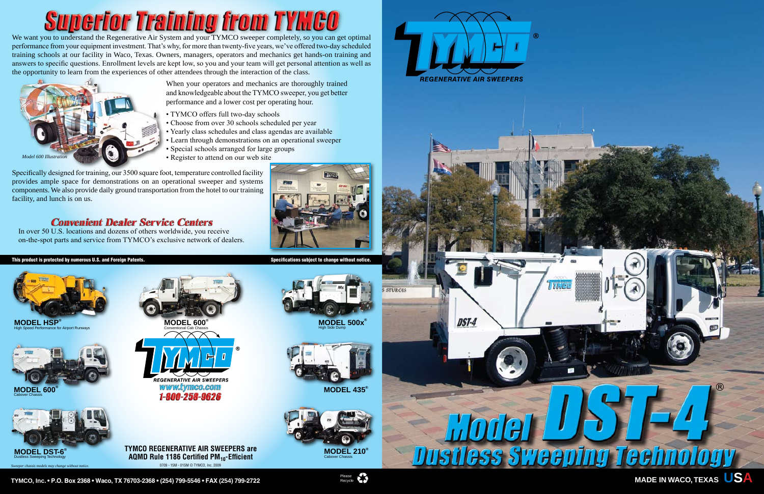# Superior Training from TYMCO

We want you to understand the Regenerative Air System and your TYMCO sweeper completely, so you can get optimal performance from your equipment investment. That's why, for more than twenty-five years, we've offered two-day scheduled training schools at our facility in Waco, Texas. Owners, managers, operators and mechanics get hands-on training and answers to specific questions. Enrollment levels are kept low, so you and your team will get personal attention as well as the opportunity to learn from the experiences of other attendees through the interaction of the class.

*Model 600 Illustration*

When your operators and mechanics are thoroughly trained and knowledgeable about the TYMCO sweeper, you get better performance and a lower cost per operating hour.

- TYMCO offers full two-day schools
- Choose from over 30 schools scheduled per year
- Yearly class schedules and class agendas are available
- Learn through demonstrations on an operational sweeper
- Special schools arranged for large groups
- Register to attend on our web site

Specifically designed for training, our 3500 square foot, temperature controlled facility provides ample space for demonstrations on an operational sweeper and systems components. We also provide daily ground transportation from the hotel to our training facility, and lunch is on us.

## Convenient Dealer Service Centers

In over 50 U.S. locations and dozens of others worldwide, you receive on-the-spot parts and service from TYMCO's exclusive network of dealers.

**This product is protected by numerous U.S. and Foreign Patents.** **Specifications subject to change without notice.**

**MODEL HSP®**
High Speed Performance for Airport Runways

**MODEL 600®**
Conventional Cab Chassis

**MODEL 500x®**
High Side Dump

**MODEL 600®**
Cabover Chassis

**MODEL 435®**

**MODEL DST-6®**
Dustless Sweeping Technology

**MODEL 210®**
Cabover Chassis

TYMCO® REGENERATIVE AIR SWEEPERS
www.tymco.com
1-800-258-9626

**TYMCO REGENERATIVE AIR SWEEPERS are AQMD Rule 1186 Certified $PM_{10}$-Efficient**

0709 - 15M - 01SM © TYMCO, Inc. 2009

*Sweeper chassis models may change without notice.*

**TYMCO, Inc. • P.O. Box 2368 • Waco, TX 76703-2368 • (254) 799-5546 • FAX (254) 799-2722**

Please Recycle

TYMCO® REGENERATIVE AIR SWEEPERS

# Model DST-4®
## Dustless Sweeping Technology

**MADE IN WACO, TEXAS USA**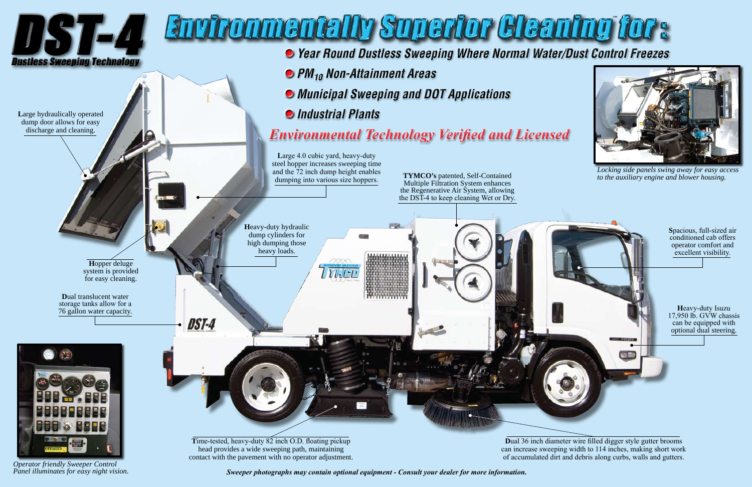# DST-4

**Dustless Sweeping Technology**

# Environmentally Superior Cleaning™ for:

- Year Round Dustless Sweeping Where Normal Water/Dust Control Freezes
- $PM_{10}$ Non-Attainment Areas
- Municipal Sweeping and DOT Applications
- Industrial Plants

## *Environmental Technology Verified and Licensed*

Large hydraulically operated dump door allows for easy discharge and cleaning.

Large 4.0 cubic yard, heavy-duty steel hopper increases sweeping time and the 72 inch dump height enables dumping into various size hoppers.

**TYMCO's** patented, Self-Contained Multiple Filtration System enhances the Regenerative Air System, allowing the DST-4 to keep cleaning Wet or Dry.

*Locking side panels swing away for easy access to the auxiliary engine and blower housing.*

Heavy-duty hydraulic dump cylinders for high dumping those heavy loads.

Spacious, full-sized air conditioned cab offers operator comfort and excellent visibility.

Hopper deluge system is provided for easy cleaning.

Dual translucent water storage tanks allow for a 76 gallon water capacity.

Heavy-duty Isuzu 17,950 lb. GVW chassis can be equipped with optional dual steering.

*Operator friendly Sweeper Control Panel illuminates for easy night vision.*

Time-tested, heavy-duty 82 inch O.D. floating pickup head provides a wide sweeping path, maintaining contact with the pavement with no operator adjustment.

Dual 36 inch diameter wire filled digger style gutter brooms can increase sweeping width to 114 inches, making short work of accumulated dirt and debris along curbs, walls and gutters.

***Sweeper photographs may contain optional equipment - Consult your dealer for more information.***